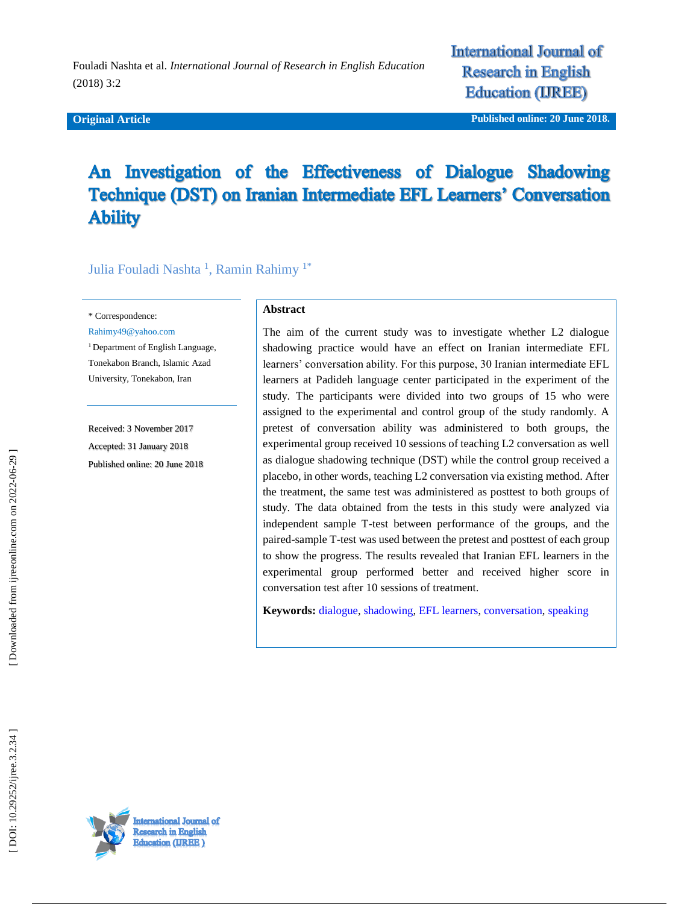**Original Article**

# An Investigation of the Effectiveness of Dialogue Shadowing Technique (DST) on Iranian Intermediate EFL Learners' Conversation Ability

Julia Fouladi Nashta [1], Ramin Rahimy [1*]

\* Correspondence:
Rahimy49@yahoo.com

[1] Department of English Language, Tonekabon Branch, Islamic Azad University, Tonekabon, Iran

Received: 3 November 2017
Accepted: 31 January 2018
Published online: 20 June 2018

**Abstract**

The aim of the current study was to investigate whether L2 dialogue shadowing practice would have an effect on Iranian intermediate EFL learners' conversation ability. For this purpose, 30 Iranian intermediate EFL learners at Padideh language center participated in the experiment of the study. The participants were divided into two groups of 15 who were assigned to the experimental and control group of the study randomly. A pretest of conversation ability was administered to both groups, the experimental group received 10 sessions of teaching L2 conversation as well as dialogue shadowing technique (DST) while the control group received a placebo, in other words, teaching L2 conversation via existing method. After the treatment, the same test was administered as posttest to both groups of study. The data obtained from the tests in this study were analyzed via independent sample T-test between performance of the groups, and the paired-sample T-test was used between the pretest and posttest of each group to show the progress. The results revealed that Iranian EFL learners in the experimental group performed better and received higher score in conversation test after 10 sessions of treatment.

**Keywords:** dialogue, shadowing, EFL learners, conversation, speaking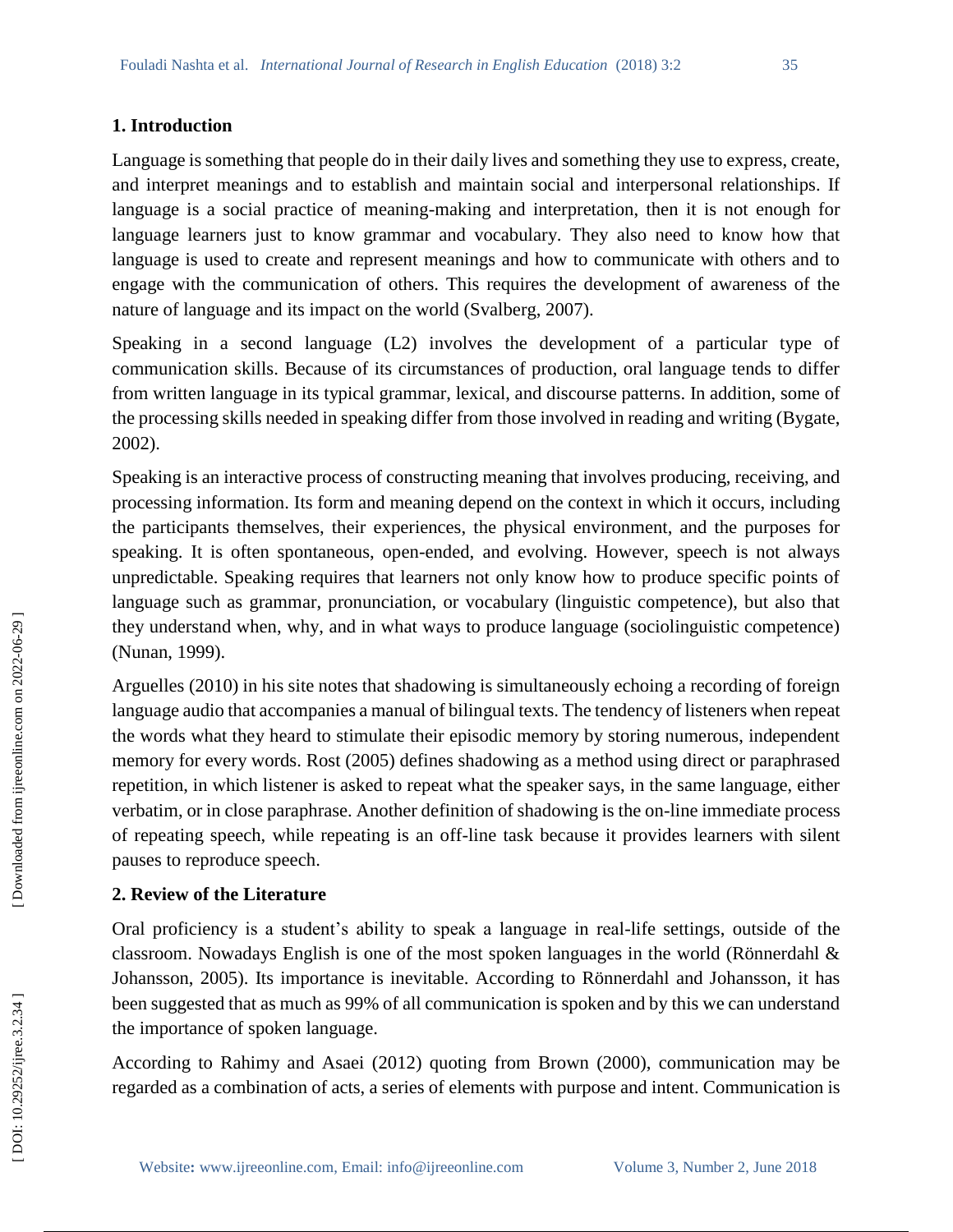## 1. Introduction

Language is something that people do in their daily lives and something they use to express, create, and interpret meanings and to establish and maintain social and interpersonal relationships. If language is a social practice of meaning-making and interpretation, then it is not enough for language learners just to know grammar and vocabulary. They also need to know how that language is used to create and represent meanings and how to communicate with others and to engage with the communication of others. This requires the development of awareness of the nature of language and its impact on the world (Svalberg, 2007).

Speaking in a second language (L2) involves the development of a particular type of communication skills. Because of its circumstances of production, oral language tends to differ from written language in its typical grammar, lexical, and discourse patterns. In addition, some of the processing skills needed in speaking differ from those involved in reading and writing (Bygate, 2002).

Speaking is an interactive process of constructing meaning that involves producing, receiving, and processing information. Its form and meaning depend on the context in which it occurs, including the participants themselves, their experiences, the physical environment, and the purposes for speaking. It is often spontaneous, open-ended, and evolving. However, speech is not always unpredictable. Speaking requires that learners not only know how to produce specific points of language such as grammar, pronunciation, or vocabulary (linguistic competence), but also that they understand when, why, and in what ways to produce language (sociolinguistic competence) (Nunan, 1999).

Arguelles (2010) in his site notes that shadowing is simultaneously echoing a recording of foreign language audio that accompanies a manual of bilingual texts. The tendency of listeners when repeat the words what they heard to stimulate their episodic memory by storing numerous, independent memory for every words. Rost (2005) defines shadowing as a method using direct or paraphrased repetition, in which listener is asked to repeat what the speaker says, in the same language, either verbatim, or in close paraphrase. Another definition of shadowing is the on-line immediate process of repeating speech, while repeating is an off-line task because it provides learners with silent pauses to reproduce speech.

## 2. Review of the Literature

Oral proficiency is a student's ability to speak a language in real-life settings, outside of the classroom. Nowadays English is one of the most spoken languages in the world (Rönnerdahl & Johansson, 2005). Its importance is inevitable. According to Rönnerdahl and Johansson, it has been suggested that as much as 99% of all communication is spoken and by this we can understand the importance of spoken language.

According to Rahimy and Asaei (2012) quoting from Brown (2000), communication may be regarded as a combination of acts, a series of elements with purpose and intent. Communication is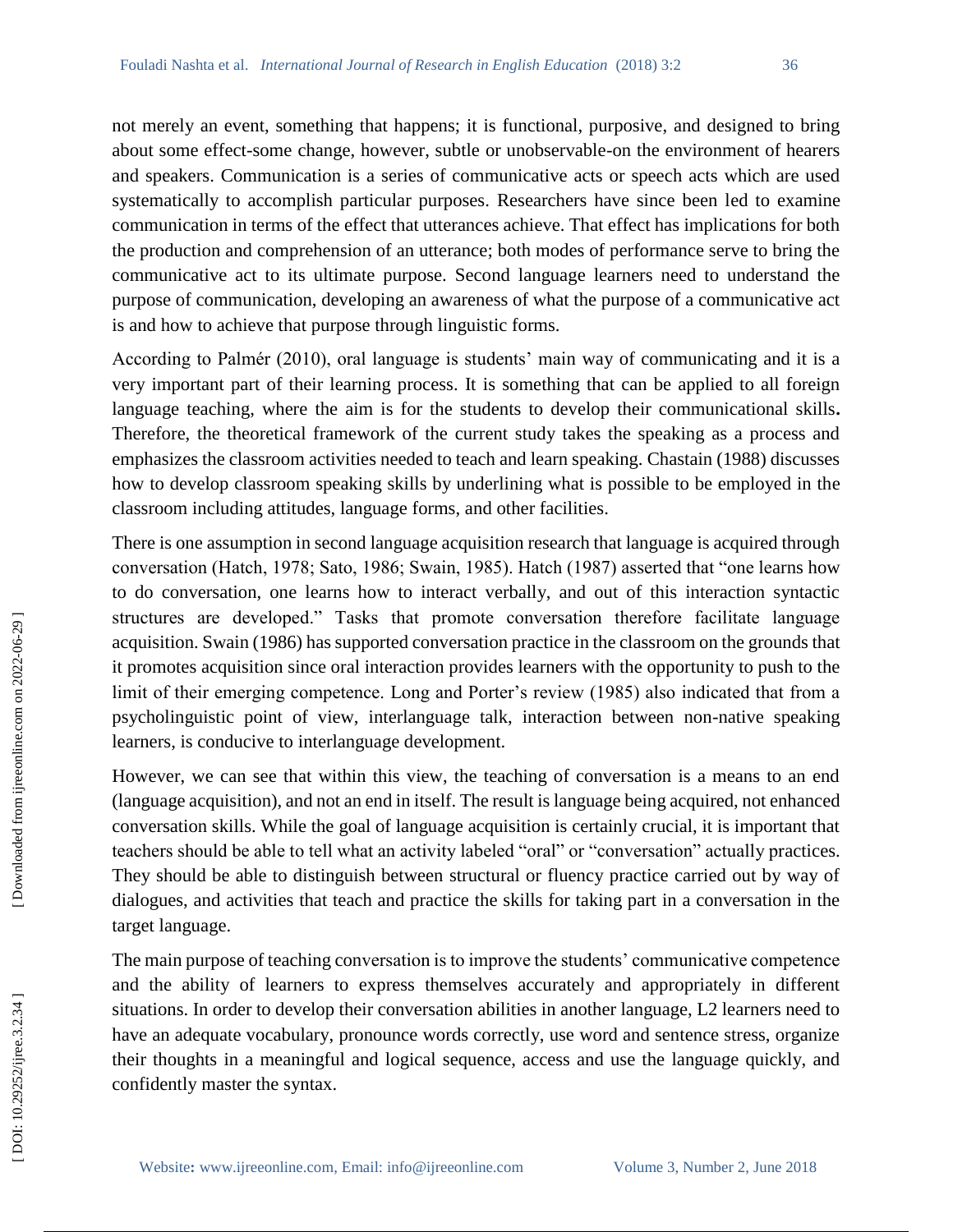not merely an event, something that happens; it is functional, purposive, and designed to bring about some effect-some change, however, subtle or unobservable-on the environment of hearers and speakers. Communication is a series of communicative acts or speech acts which are used systematically to accomplish particular purposes. Researchers have since been led to examine communication in terms of the effect that utterances achieve. That effect has implications for both the production and comprehension of an utterance; both modes of performance serve to bring the communicative act to its ultimate purpose. Second language learners need to understand the purpose of communication, developing an awareness of what the purpose of a communicative act is and how to achieve that purpose through linguistic forms.

According to Palmér (2010), oral language is students' main way of communicating and it is a very important part of their learning process. It is something that can be applied to all foreign language teaching, where the aim is for the students to develop their communicational skills**.** Therefore, the theoretical framework of the current study takes the speaking as a process and emphasizes the classroom activities needed to teach and learn speaking. Chastain (1988) discusses how to develop classroom speaking skills by underlining what is possible to be employed in the classroom including attitudes, language forms, and other facilities.

There is one assumption in second language acquisition research that language is acquired through conversation (Hatch, 1978; Sato, 1986; Swain, 1985). Hatch (1987) asserted that "one learns how to do conversation, one learns how to interact verbally, and out of this interaction syntactic structures are developed." Tasks that promote conversation therefore facilitate language acquisition. Swain (1986) has supported conversation practice in the classroom on the grounds that it promotes acquisition since oral interaction provides learners with the opportunity to push to the limit of their emerging competence. Long and Porter's review (1985) also indicated that from a psycholinguistic point of view, interlanguage talk, interaction between non-native speaking learners, is conducive to interlanguage development.

However, we can see that within this view, the teaching of conversation is a means to an end (language acquisition), and not an end in itself. The result is language being acquired, not enhanced conversation skills. While the goal of language acquisition is certainly crucial, it is important that teachers should be able to tell what an activity labeled "oral" or "conversation" actually practices. They should be able to distinguish between structural or fluency practice carried out by way of dialogues, and activities that teach and practice the skills for taking part in a conversation in the target language.

The main purpose of teaching conversation is to improve the students' communicative competence and the ability of learners to express themselves accurately and appropriately in different situations. In order to develop their conversation abilities in another language, L2 learners need to have an adequate vocabulary, pronounce words correctly, use word and sentence stress, organize their thoughts in a meaningful and logical sequence, access and use the language quickly, and confidently master the syntax.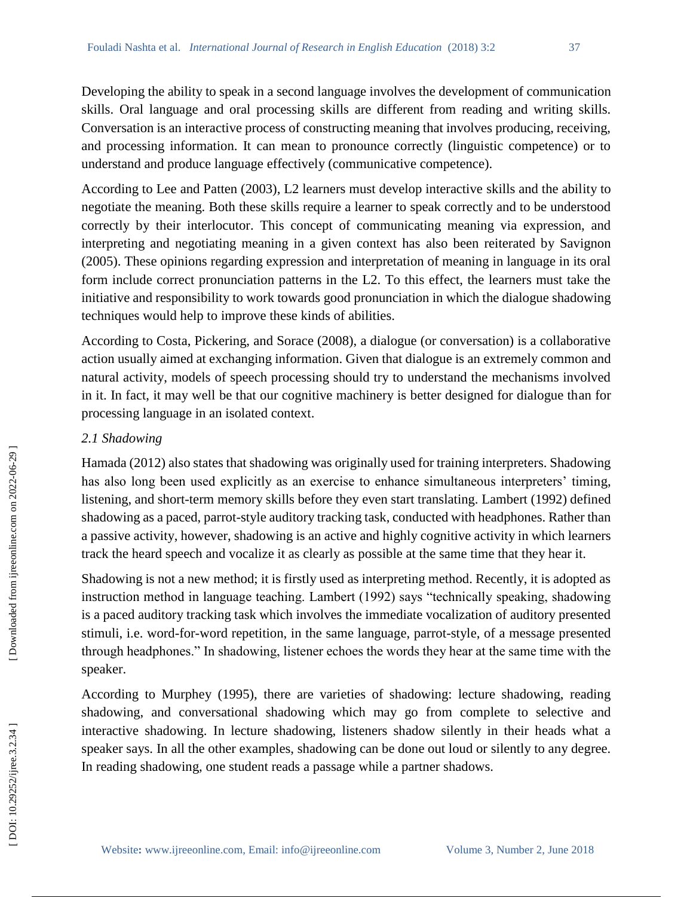Developing the ability to speak in a second language involves the development of communication skills. Oral language and oral processing skills are different from reading and writing skills. Conversation is an interactive process of constructing meaning that involves producing, receiving, and processing information. It can mean to pronounce correctly (linguistic competence) or to understand and produce language effectively (communicative competence).

According to Lee and Patten (2003), L2 learners must develop interactive skills and the ability to negotiate the meaning. Both these skills require a learner to speak correctly and to be understood correctly by their interlocutor. This concept of communicating meaning via expression, and interpreting and negotiating meaning in a given context has also been reiterated by Savignon (2005). These opinions regarding expression and interpretation of meaning in language in its oral form include correct pronunciation patterns in the L2. To this effect, the learners must take the initiative and responsibility to work towards good pronunciation in which the dialogue shadowing techniques would help to improve these kinds of abilities.

According to Costa, Pickering, and Sorace (2008), a dialogue (or conversation) is a collaborative action usually aimed at exchanging information. Given that dialogue is an extremely common and natural activity, models of speech processing should try to understand the mechanisms involved in it. In fact, it may well be that our cognitive machinery is better designed for dialogue than for processing language in an isolated context.

### *2.1 Shadowing*

Hamada (2012) also states that shadowing was originally used for training interpreters. Shadowing has also long been used explicitly as an exercise to enhance simultaneous interpreters' timing, listening, and short-term memory skills before they even start translating. Lambert (1992) defined shadowing as a paced, parrot-style auditory tracking task, conducted with headphones. Rather than a passive activity, however, shadowing is an active and highly cognitive activity in which learners track the heard speech and vocalize it as clearly as possible at the same time that they hear it.

Shadowing is not a new method; it is firstly used as interpreting method. Recently, it is adopted as instruction method in language teaching. Lambert (1992) says "technically speaking, shadowing is a paced auditory tracking task which involves the immediate vocalization of auditory presented stimuli, i.e. word-for-word repetition, in the same language, parrot-style, of a message presented through headphones." In shadowing, listener echoes the words they hear at the same time with the speaker.

According to Murphey (1995), there are varieties of shadowing: lecture shadowing, reading shadowing, and conversational shadowing which may go from complete to selective and interactive shadowing. In lecture shadowing, listeners shadow silently in their heads what a speaker says. In all the other examples, shadowing can be done out loud or silently to any degree. In reading shadowing, one student reads a passage while a partner shadows.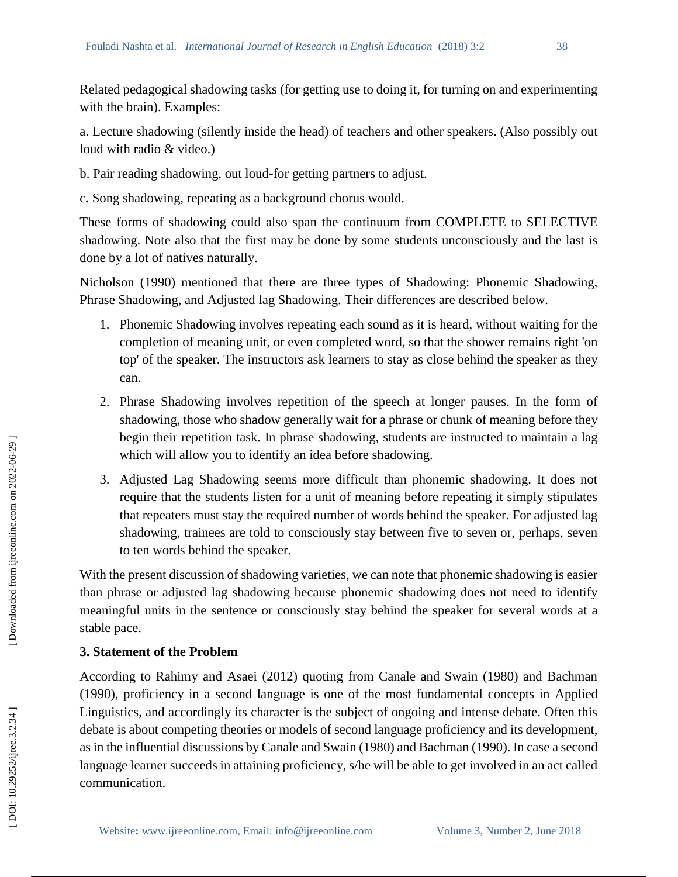Related pedagogical shadowing tasks (for getting use to doing it, for turning on and experimenting with the brain). Examples:

a. Lecture shadowing (silently inside the head) of teachers and other speakers. (Also possibly out loud with radio & video.)

b. Pair reading shadowing, out loud-for getting partners to adjust.

c**.** Song shadowing, repeating as a background chorus would.

These forms of shadowing could also span the continuum from COMPLETE to SELECTIVE shadowing. Note also that the first may be done by some students unconsciously and the last is done by a lot of natives naturally.

Nicholson (1990) mentioned that there are three types of Shadowing: Phonemic Shadowing, Phrase Shadowing, and Adjusted lag Shadowing. Their differences are described below.

1. Phonemic Shadowing involves repeating each sound as it is heard, without waiting for the completion of meaning unit, or even completed word, so that the shower remains right 'on top' of the speaker. The instructors ask learners to stay as close behind the speaker as they can.
2. Phrase Shadowing involves repetition of the speech at longer pauses. In the form of shadowing, those who shadow generally wait for a phrase or chunk of meaning before they begin their repetition task. In phrase shadowing, students are instructed to maintain a lag which will allow you to identify an idea before shadowing.
3. Adjusted Lag Shadowing seems more difficult than phonemic shadowing. It does not require that the students listen for a unit of meaning before repeating it simply stipulates that repeaters must stay the required number of words behind the speaker. For adjusted lag shadowing, trainees are told to consciously stay between five to seven or, perhaps, seven to ten words behind the speaker.

With the present discussion of shadowing varieties, we can note that phonemic shadowing is easier than phrase or adjusted lag shadowing because phonemic shadowing does not need to identify meaningful units in the sentence or consciously stay behind the speaker for several words at a stable pace.

### 3. Statement of the Problem

According to Rahimy and Asaei (2012) quoting from Canale and Swain (1980) and Bachman (1990), proficiency in a second language is one of the most fundamental concepts in Applied Linguistics, and accordingly its character is the subject of ongoing and intense debate. Often this debate is about competing theories or models of second language proficiency and its development, as in the influential discussions by Canale and Swain (1980) and Bachman (1990). In case a second language learner succeeds in attaining proficiency, s/he will be able to get involved in an act called communication.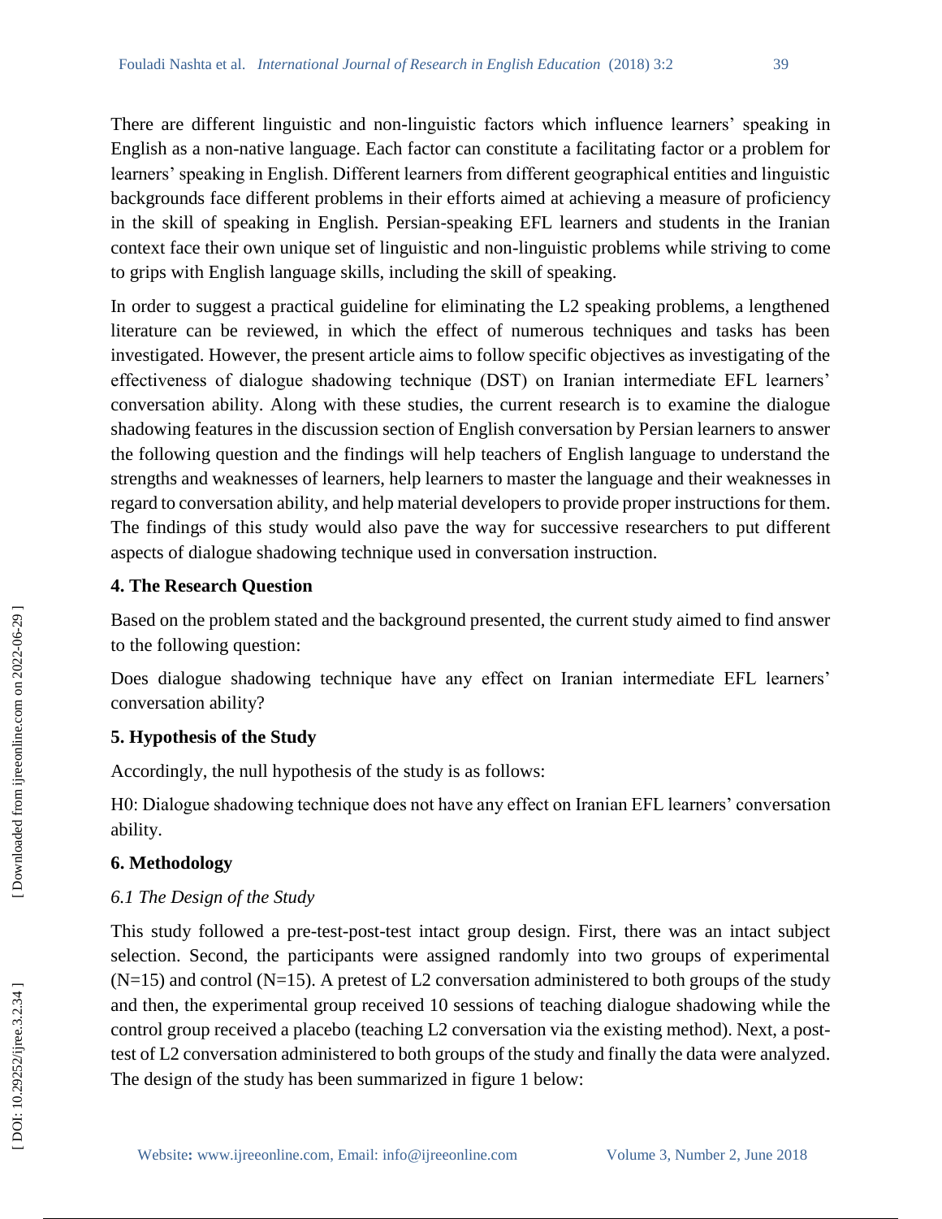There are different linguistic and non-linguistic factors which influence learners' speaking in English as a non-native language. Each factor can constitute a facilitating factor or a problem for learners' speaking in English. Different learners from different geographical entities and linguistic backgrounds face different problems in their efforts aimed at achieving a measure of proficiency in the skill of speaking in English. Persian-speaking EFL learners and students in the Iranian context face their own unique set of linguistic and non-linguistic problems while striving to come to grips with English language skills, including the skill of speaking.

In order to suggest a practical guideline for eliminating the L2 speaking problems, a lengthened literature can be reviewed, in which the effect of numerous techniques and tasks has been investigated. However, the present article aims to follow specific objectives as investigating of the effectiveness of dialogue shadowing technique (DST) on Iranian intermediate EFL learners' conversation ability. Along with these studies, the current research is to examine the dialogue shadowing features in the discussion section of English conversation by Persian learners to answer the following question and the findings will help teachers of English language to understand the strengths and weaknesses of learners, help learners to master the language and their weaknesses in regard to conversation ability, and help material developers to provide proper instructions for them. The findings of this study would also pave the way for successive researchers to put different aspects of dialogue shadowing technique used in conversation instruction.

## 4. The Research Question

Based on the problem stated and the background presented, the current study aimed to find answer to the following question:

Does dialogue shadowing technique have any effect on Iranian intermediate EFL learners' conversation ability?

## 5. Hypothesis of the Study

Accordingly, the null hypothesis of the study is as follows:

H0: Dialogue shadowing technique does not have any effect on Iranian EFL learners' conversation ability.

## 6. Methodology

### *6.1 The Design of the Study*

This study followed a pre-test-post-test intact group design. First, there was an intact subject selection. Second, the participants were assigned randomly into two groups of experimental (N=15) and control (N=15). A pretest of L2 conversation administered to both groups of the study and then, the experimental group received 10 sessions of teaching dialogue shadowing while the control group received a placebo (teaching L2 conversation via the existing method). Next, a post-test of L2 conversation administered to both groups of the study and finally the data were analyzed. The design of the study has been summarized in figure 1 below: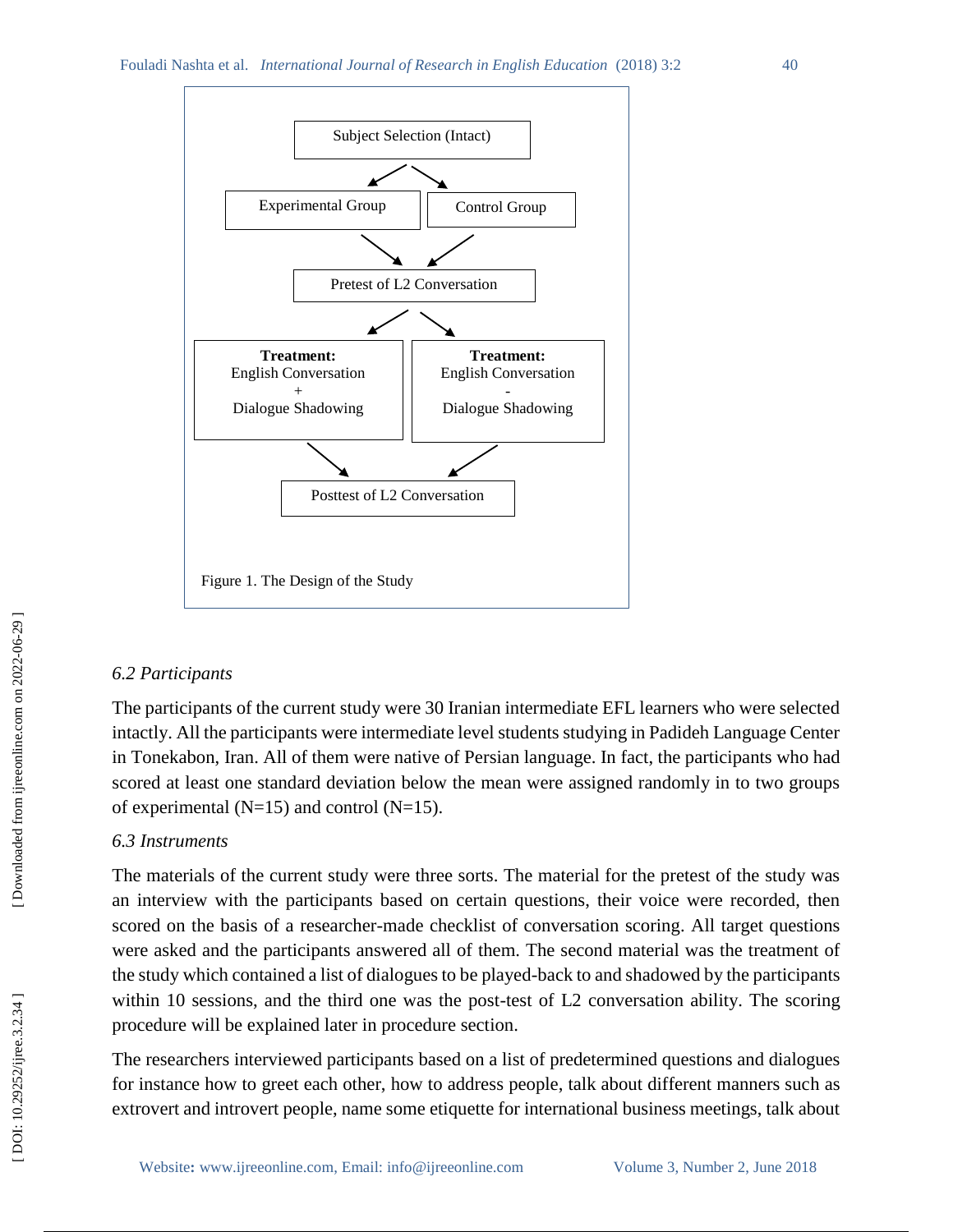Subject Selection (Intact)

Experimental Group | Control Group

Pretest of L2 Conversation

**Treatment:** English Conversation + Dialogue Shadowing

**Treatment:** English Conversation - Dialogue Shadowing

Posttest of L2 Conversation

Figure 1. The Design of the Study

### *6.2 Participants*

The participants of the current study were 30 Iranian intermediate EFL learners who were selected intactly. All the participants were intermediate level students studying in Padideh Language Center in Tonekabon, Iran. All of them were native of Persian language. In fact, the participants who had scored at least one standard deviation below the mean were assigned randomly in to two groups of experimental (N=15) and control (N=15).

### *6.3 Instruments*

The materials of the current study were three sorts. The material for the pretest of the study was an interview with the participants based on certain questions, their voice were recorded, then scored on the basis of a researcher-made checklist of conversation scoring. All target questions were asked and the participants answered all of them. The second material was the treatment of the study which contained a list of dialogues to be played-back to and shadowed by the participants within 10 sessions, and the third one was the post-test of L2 conversation ability. The scoring procedure will be explained later in procedure section.

The researchers interviewed participants based on a list of predetermined questions and dialogues for instance how to greet each other, how to address people, talk about different manners such as extrovert and introvert people, name some etiquette for international business meetings, talk about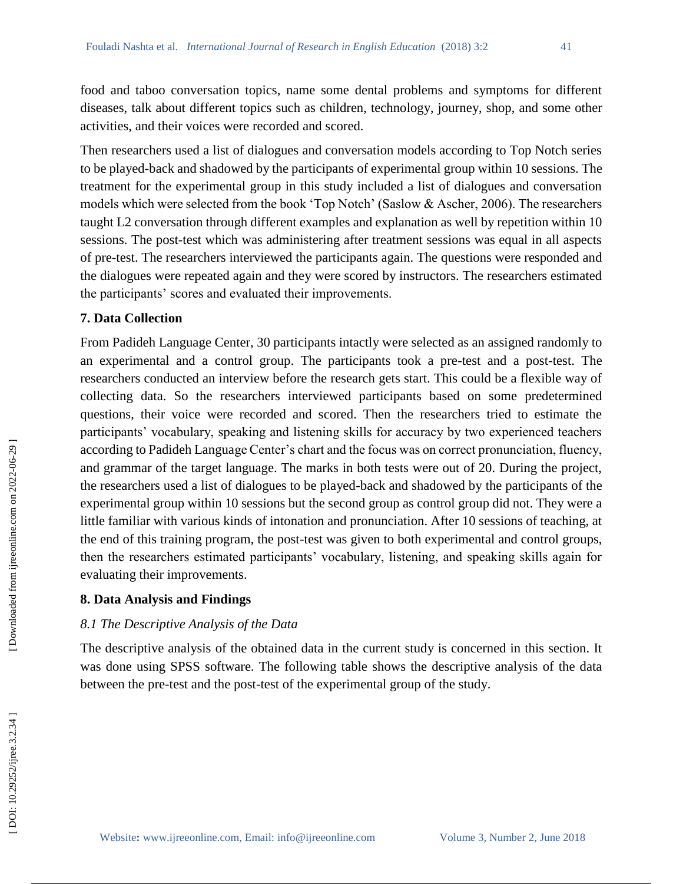food and taboo conversation topics, name some dental problems and symptoms for different diseases, talk about different topics such as children, technology, journey, shop, and some other activities, and their voices were recorded and scored.

Then researchers used a list of dialogues and conversation models according to Top Notch series to be played-back and shadowed by the participants of experimental group within 10 sessions. The treatment for the experimental group in this study included a list of dialogues and conversation models which were selected from the book 'Top Notch' (Saslow & Ascher, 2006). The researchers taught L2 conversation through different examples and explanation as well by repetition within 10 sessions. The post-test which was administering after treatment sessions was equal in all aspects of pre-test. The researchers interviewed the participants again. The questions were responded and the dialogues were repeated again and they were scored by instructors. The researchers estimated the participants' scores and evaluated their improvements.

### 7. Data Collection

From Padideh Language Center, 30 participants intactly were selected as an assigned randomly to an experimental and a control group. The participants took a pre-test and a post-test. The researchers conducted an interview before the research gets start. This could be a flexible way of collecting data. So the researchers interviewed participants based on some predetermined questions, their voice were recorded and scored. Then the researchers tried to estimate the participants' vocabulary, speaking and listening skills for accuracy by two experienced teachers according to Padideh Language Center's chart and the focus was on correct pronunciation, fluency, and grammar of the target language. The marks in both tests were out of 20. During the project, the researchers used a list of dialogues to be played-back and shadowed by the participants of the experimental group within 10 sessions but the second group as control group did not. They were a little familiar with various kinds of intonation and pronunciation. After 10 sessions of teaching, at the end of this training program, the post-test was given to both experimental and control groups, then the researchers estimated participants' vocabulary, listening, and speaking skills again for evaluating their improvements.

### 8. Data Analysis and Findings

#### *8.1 The Descriptive Analysis of the Data*

The descriptive analysis of the obtained data in the current study is concerned in this section. It was done using SPSS software. The following table shows the descriptive analysis of the data between the pre-test and the post-test of the experimental group of the study.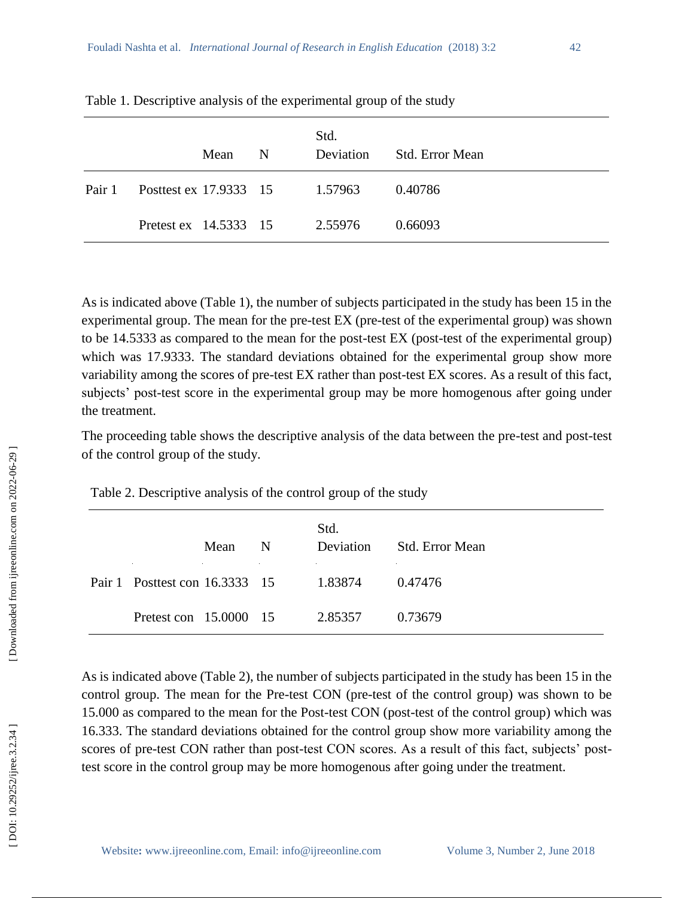Table 1. Descriptive analysis of the experimental group of the study

| | | Mean | N | Std. Deviation | Std. Error Mean |
|---|---|---|---|---|---|
| Pair 1 | Posttest ex | 17.9333 | 15 | 1.57963 | 0.40786 |
| | Pretest ex | 14.5333 | 15 | 2.55976 | 0.66093 |

As is indicated above (Table 1), the number of subjects participated in the study has been 15 in the experimental group. The mean for the pre-test EX (pre-test of the experimental group) was shown to be 14.5333 as compared to the mean for the post-test EX (post-test of the experimental group) which was 17.9333. The standard deviations obtained for the experimental group show more variability among the scores of pre-test EX rather than post-test EX scores. As a result of this fact, subjects' post-test score in the experimental group may be more homogenous after going under the treatment.

The proceeding table shows the descriptive analysis of the data between the pre-test and post-test of the control group of the study.

Table 2. Descriptive analysis of the control group of the study

| | | Mean | N | Std. Deviation | Std. Error Mean |
|---|---|---|---|---|---|
| Pair 1 | Posttest con | 16.3333 | 15 | 1.83874 | 0.47476 |
| | Pretest con | 15.0000 | 15 | 2.85357 | 0.73679 |

As is indicated above (Table 2), the number of subjects participated in the study has been 15 in the control group. The mean for the Pre-test CON (pre-test of the control group) was shown to be 15.000 as compared to the mean for the Post-test CON (post-test of the control group) which was 16.333. The standard deviations obtained for the control group show more variability among the scores of pre-test CON rather than post-test CON scores. As a result of this fact, subjects' post-test score in the control group may be more homogenous after going under the treatment.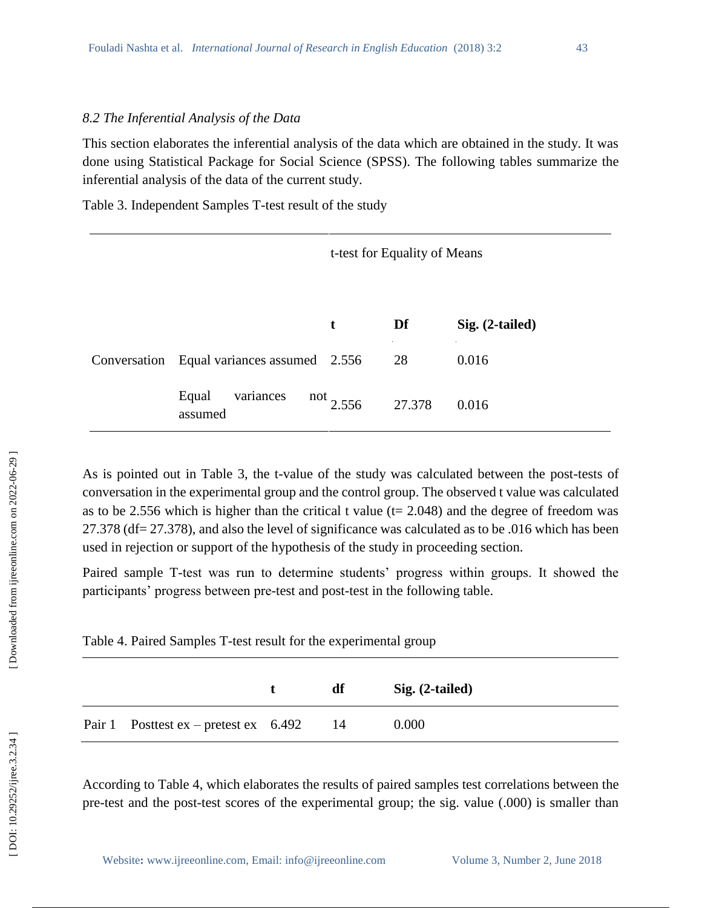*8.2 The Inferential Analysis of the Data*

This section elaborates the inferential analysis of the data which are obtained in the study. It was done using Statistical Package for Social Science (SPSS). The following tables summarize the inferential analysis of the data of the current study.

Table 3. Independent Samples T-test result of the study

| | | t-test for Equality of Means | | |
|---|---|---|---|---|
| | | **t** | **Df** | **Sig. (2-tailed)** |
| Conversation | Equal variances assumed | 2.556 | 28 | 0.016 |
| | Equal variances not assumed | 2.556 | 27.378 | 0.016 |

As is pointed out in Table 3, the t-value of the study was calculated between the post-tests of conversation in the experimental group and the control group. The observed t value was calculated as to be 2.556 which is higher than the critical t value (t= 2.048) and the degree of freedom was 27.378 (df= 27.378), and also the level of significance was calculated as to be .016 which has been used in rejection or support of the hypothesis of the study in proceeding section.

Paired sample T-test was run to determine students' progress within groups. It showed the participants' progress between pre-test and post-test in the following table.

Table 4. Paired Samples T-test result for the experimental group

| | | **t** | **df** | **Sig. (2-tailed)** |
|---|---|---|---|---|
| Pair 1 | Posttest ex – pretest ex | 6.492 | 14 | 0.000 |

According to Table 4, which elaborates the results of paired samples test correlations between the pre-test and the post-test scores of the experimental group; the sig. value (.000) is smaller than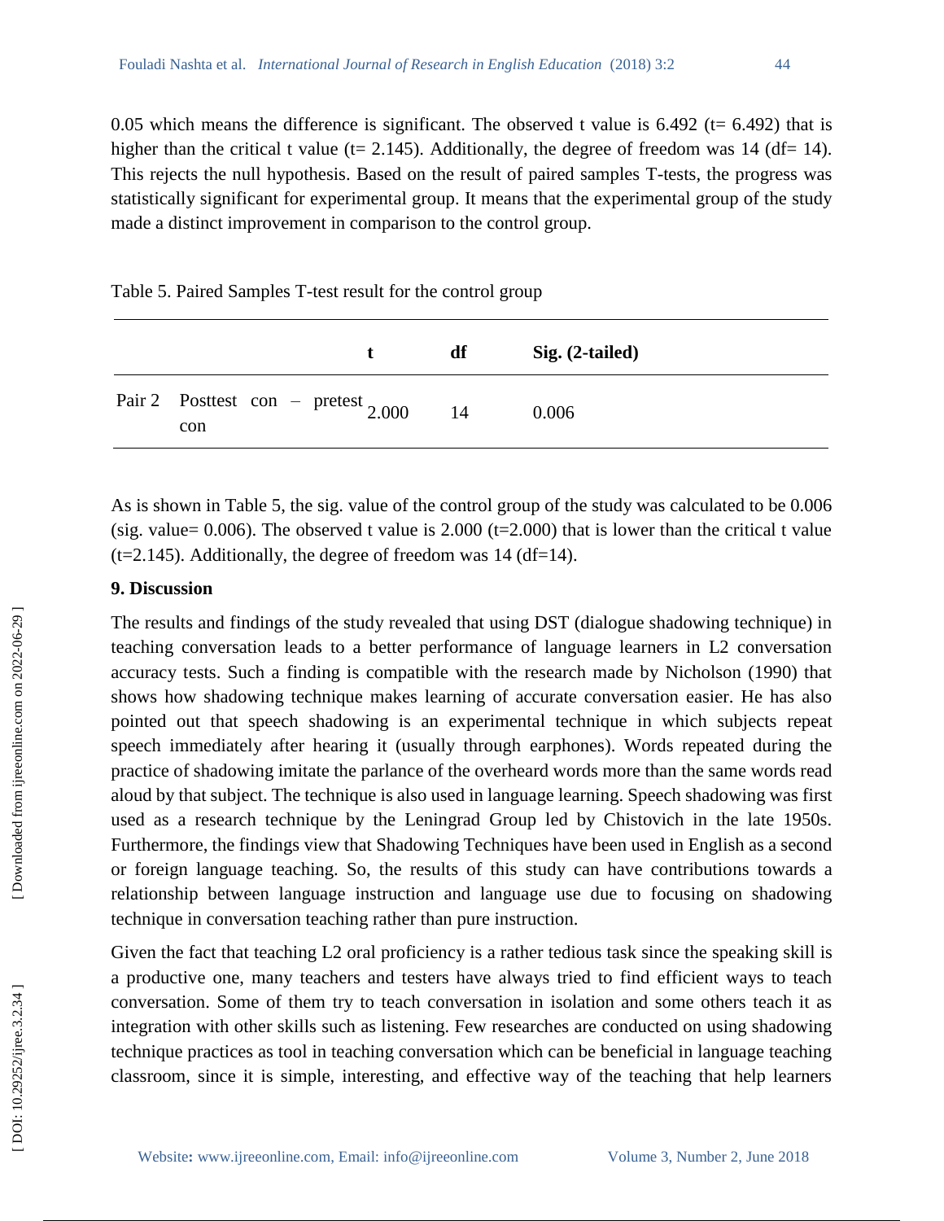0.05 which means the difference is significant. The observed t value is 6.492 (t= 6.492) that is higher than the critical t value (t= 2.145). Additionally, the degree of freedom was 14 (df= 14). This rejects the null hypothesis. Based on the result of paired samples T-tests, the progress was statistically significant for experimental group. It means that the experimental group of the study made a distinct improvement in comparison to the control group.

Table 5. Paired Samples T-test result for the control group

| | | t | df | Sig. (2-tailed) |
|---|---|---|---|---|
| Pair 2 | Posttest con – pretest con | 2.000 | 14 | 0.006 |

As is shown in Table 5, the sig. value of the control group of the study was calculated to be 0.006 (sig. value= 0.006). The observed t value is 2.000 (t=2.000) that is lower than the critical t value (t=2.145). Additionally, the degree of freedom was 14 (df=14).

## 9. Discussion

The results and findings of the study revealed that using DST (dialogue shadowing technique) in teaching conversation leads to a better performance of language learners in L2 conversation accuracy tests. Such a finding is compatible with the research made by Nicholson (1990) that shows how shadowing technique makes learning of accurate conversation easier. He has also pointed out that speech shadowing is an experimental technique in which subjects repeat speech immediately after hearing it (usually through earphones). Words repeated during the practice of shadowing imitate the parlance of the overheard words more than the same words read aloud by that subject. The technique is also used in language learning. Speech shadowing was first used as a research technique by the Leningrad Group led by Chistovich in the late 1950s. Furthermore, the findings view that Shadowing Techniques have been used in English as a second or foreign language teaching. So, the results of this study can have contributions towards a relationship between language instruction and language use due to focusing on shadowing technique in conversation teaching rather than pure instruction.

Given the fact that teaching L2 oral proficiency is a rather tedious task since the speaking skill is a productive one, many teachers and testers have always tried to find efficient ways to teach conversation. Some of them try to teach conversation in isolation and some others teach it as integration with other skills such as listening. Few researches are conducted on using shadowing technique practices as tool in teaching conversation which can be beneficial in language teaching classroom, since it is simple, interesting, and effective way of the teaching that help learners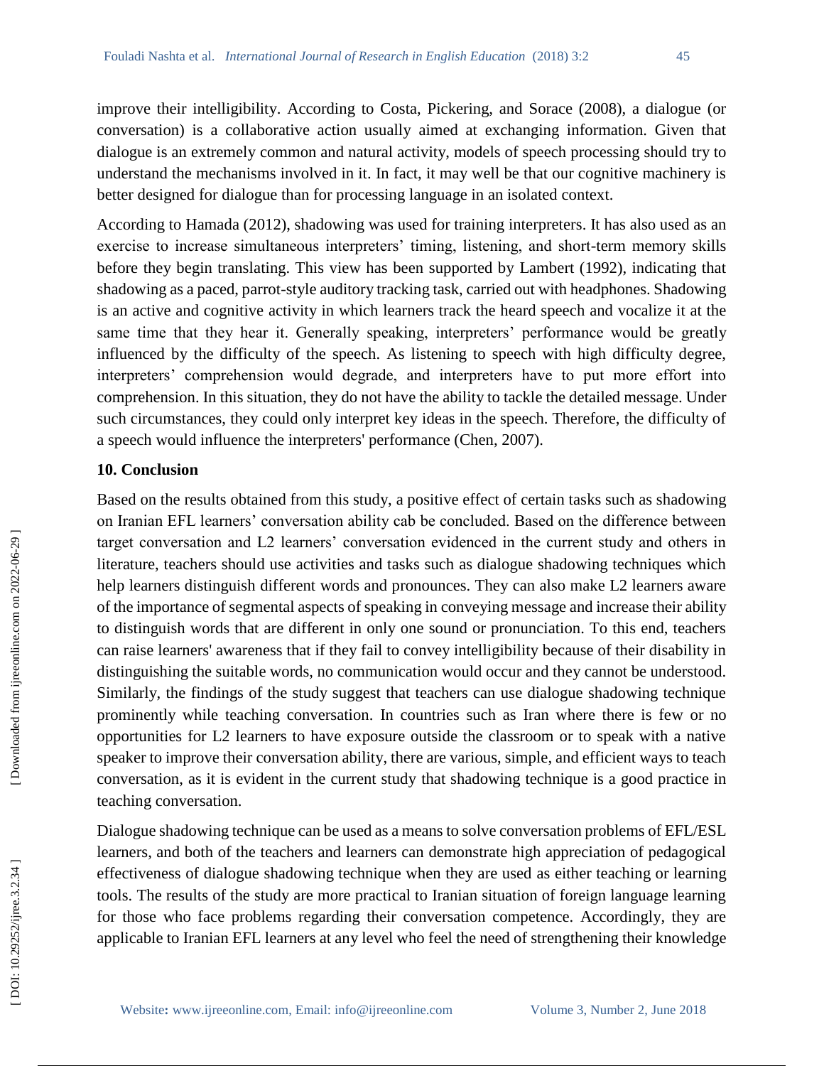improve their intelligibility. According to Costa, Pickering, and Sorace (2008), a dialogue (or conversation) is a collaborative action usually aimed at exchanging information. Given that dialogue is an extremely common and natural activity, models of speech processing should try to understand the mechanisms involved in it. In fact, it may well be that our cognitive machinery is better designed for dialogue than for processing language in an isolated context.

According to Hamada (2012), shadowing was used for training interpreters. It has also used as an exercise to increase simultaneous interpreters' timing, listening, and short-term memory skills before they begin translating. This view has been supported by Lambert (1992), indicating that shadowing as a paced, parrot-style auditory tracking task, carried out with headphones. Shadowing is an active and cognitive activity in which learners track the heard speech and vocalize it at the same time that they hear it. Generally speaking, interpreters' performance would be greatly influenced by the difficulty of the speech. As listening to speech with high difficulty degree, interpreters' comprehension would degrade, and interpreters have to put more effort into comprehension. In this situation, they do not have the ability to tackle the detailed message. Under such circumstances, they could only interpret key ideas in the speech. Therefore, the difficulty of a speech would influence the interpreters' performance (Chen, 2007).

## 10. Conclusion

Based on the results obtained from this study, a positive effect of certain tasks such as shadowing on Iranian EFL learners' conversation ability cab be concluded. Based on the difference between target conversation and L2 learners' conversation evidenced in the current study and others in literature, teachers should use activities and tasks such as dialogue shadowing techniques which help learners distinguish different words and pronounces. They can also make L2 learners aware of the importance of segmental aspects of speaking in conveying message and increase their ability to distinguish words that are different in only one sound or pronunciation. To this end, teachers can raise learners' awareness that if they fail to convey intelligibility because of their disability in distinguishing the suitable words, no communication would occur and they cannot be understood. Similarly, the findings of the study suggest that teachers can use dialogue shadowing technique prominently while teaching conversation. In countries such as Iran where there is few or no opportunities for L2 learners to have exposure outside the classroom or to speak with a native speaker to improve their conversation ability, there are various, simple, and efficient ways to teach conversation, as it is evident in the current study that shadowing technique is a good practice in teaching conversation.

Dialogue shadowing technique can be used as a means to solve conversation problems of EFL/ESL learners, and both of the teachers and learners can demonstrate high appreciation of pedagogical effectiveness of dialogue shadowing technique when they are used as either teaching or learning tools. The results of the study are more practical to Iranian situation of foreign language learning for those who face problems regarding their conversation competence. Accordingly, they are applicable to Iranian EFL learners at any level who feel the need of strengthening their knowledge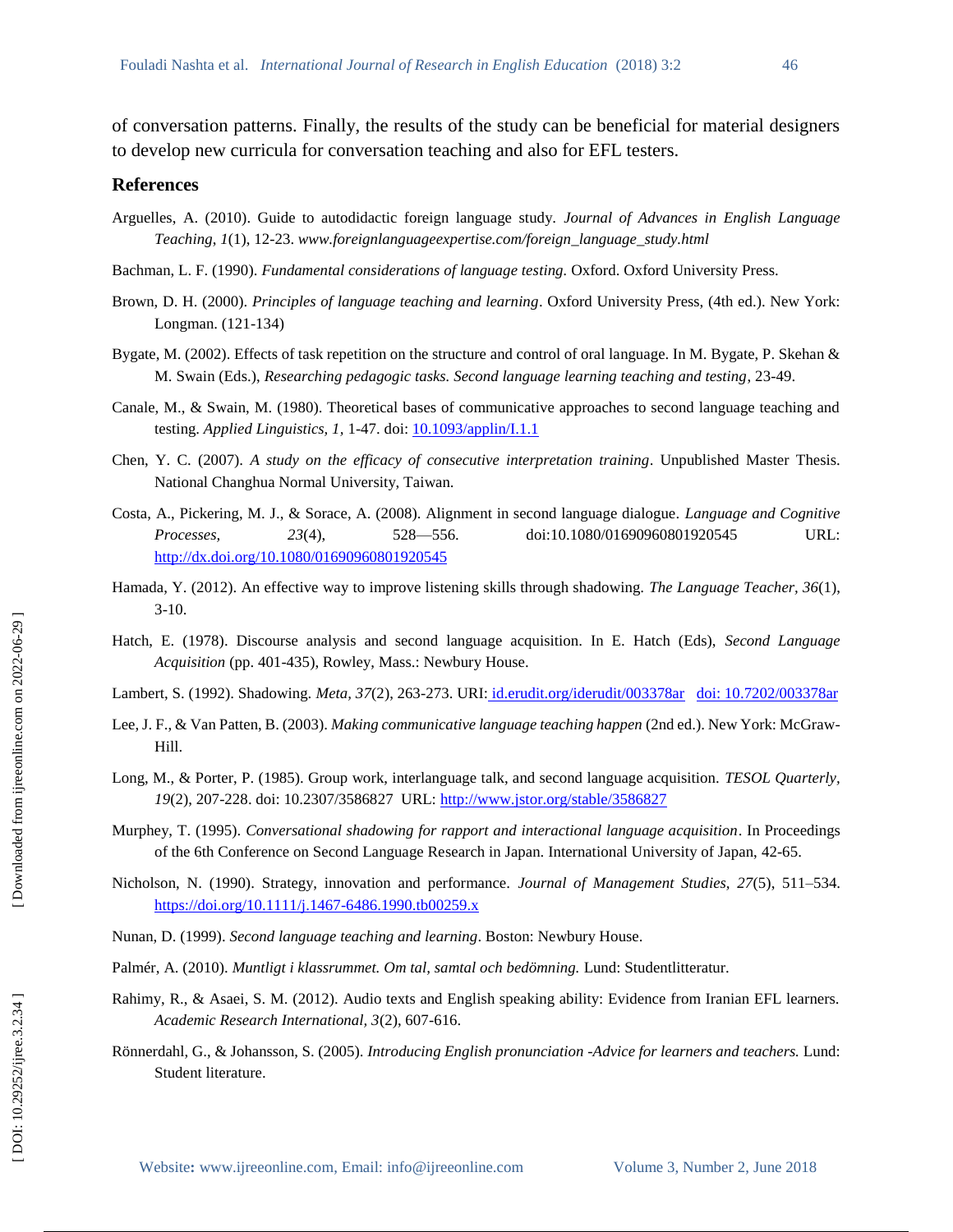of conversation patterns. Finally, the results of the study can be beneficial for material designers to develop new curricula for conversation teaching and also for EFL testers.

## References

Arguelles, A. (2010). Guide to autodidactic foreign language study. *Journal of Advances in English Language Teaching, 1*(1), 12-23. *www.foreignlanguageexpertise.com/foreign_language_study.html*

Bachman, L. F. (1990). *Fundamental considerations of language testing.* Oxford. Oxford University Press.

Brown, D. H. (2000). *Principles of language teaching and learning*. Oxford University Press, (4th ed.). New York: Longman. (121-134)

Bygate, M. (2002). Effects of task repetition on the structure and control of oral language. In M. Bygate, P. Skehan & M. Swain (Eds.), *Researching pedagogic tasks. Second language learning teaching and testing*, 23-49.

Canale, M., & Swain, M. (1980). Theoretical bases of communicative approaches to second language teaching and testing. *Applied Linguistics, 1*, 1-47. doi: 10.1093/applin/I.1.1

Chen, Y. C. (2007). *A study on the efficacy of consecutive interpretation training*. Unpublished Master Thesis. National Changhua Normal University, Taiwan.

Costa, A., Pickering, M. J., & Sorace, A. (2008). Alignment in second language dialogue. *Language and Cognitive Processes, 23*(4), 528—556. doi:10.1080/01690960801920545 URL: http://dx.doi.org/10.1080/01690960801920545

Hamada, Y. (2012). An effective way to improve listening skills through shadowing. *The Language Teacher, 36*(1), 3-10.

Hatch, E. (1978). Discourse analysis and second language acquisition. In E. Hatch (Eds), *Second Language Acquisition* (pp. 401-435), Rowley, Mass.: Newbury House.

Lambert, S. (1992). Shadowing. *Meta, 37*(2), 263-273. URI: id.erudit.org/iderudit/003378ar doi: 10.7202/003378ar

Lee, J. F., & Van Patten, B. (2003). *Making communicative language teaching happen* (2nd ed.). New York: McGraw-Hill.

Long, M., & Porter, P. (1985). Group work, interlanguage talk, and second language acquisition. *TESOL Quarterly, 19*(2), 207-228. doi: 10.2307/3586827 URL: http://www.jstor.org/stable/3586827

Murphey, T. (1995). *Conversational shadowing for rapport and interactional language acquisition*. In Proceedings of the 6th Conference on Second Language Research in Japan. International University of Japan, 42-65.

Nicholson, N. (1990). Strategy, innovation and performance. *Journal of Management Studies, 27*(5), 511–534. https://doi.org/10.1111/j.1467-6486.1990.tb00259.x

Nunan, D. (1999). *Second language teaching and learning*. Boston: Newbury House.

Palmér, A. (2010). *Muntligt i klassrummet. Om tal, samtal och bedömning.* Lund: Studentlitteratur.

Rahimy, R., & Asaei, S. M. (2012). Audio texts and English speaking ability: Evidence from Iranian EFL learners. *Academic Research International, 3*(2), 607-616.

Rönnerdahl, G., & Johansson, S. (2005). *Introducing English pronunciation -Advice for learners and teachers.* Lund: Student literature.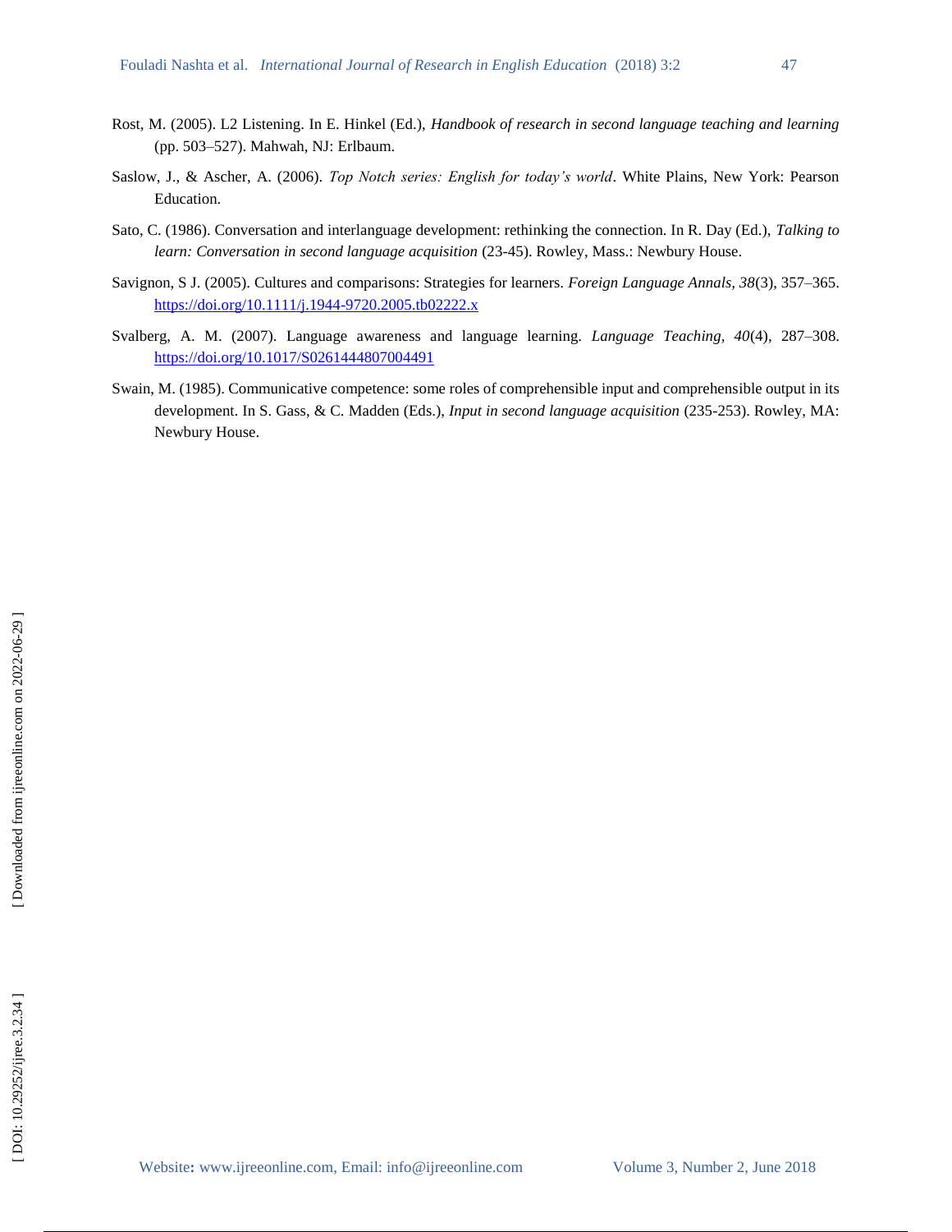Rost, M. (2005). L2 Listening. In E. Hinkel (Ed.), *Handbook of research in second language teaching and learning* (pp. 503–527). Mahwah, NJ: Erlbaum.

Saslow, J., & Ascher, A. (2006). *Top Notch series: English for today's world*. White Plains, New York: Pearson Education.

Sato, C. (1986). Conversation and interlanguage development: rethinking the connection. In R. Day (Ed.), *Talking to learn: Conversation in second language acquisition* (23-45). Rowley, Mass.: Newbury House.

Savignon, S J. (2005). Cultures and comparisons: Strategies for learners. *Foreign Language Annals*, *38*(3), 357–365. https://doi.org/10.1111/j.1944-9720.2005.tb02222.x

Svalberg, A. M. (2007). Language awareness and language learning. *Language Teaching*, *40*(4), 287–308. https://doi.org/10.1017/S0261444807004491

Swain, M. (1985). Communicative competence: some roles of comprehensible input and comprehensible output in its development. In S. Gass, & C. Madden (Eds.), *Input in second language acquisition* (235-253). Rowley, MA: Newbury House.